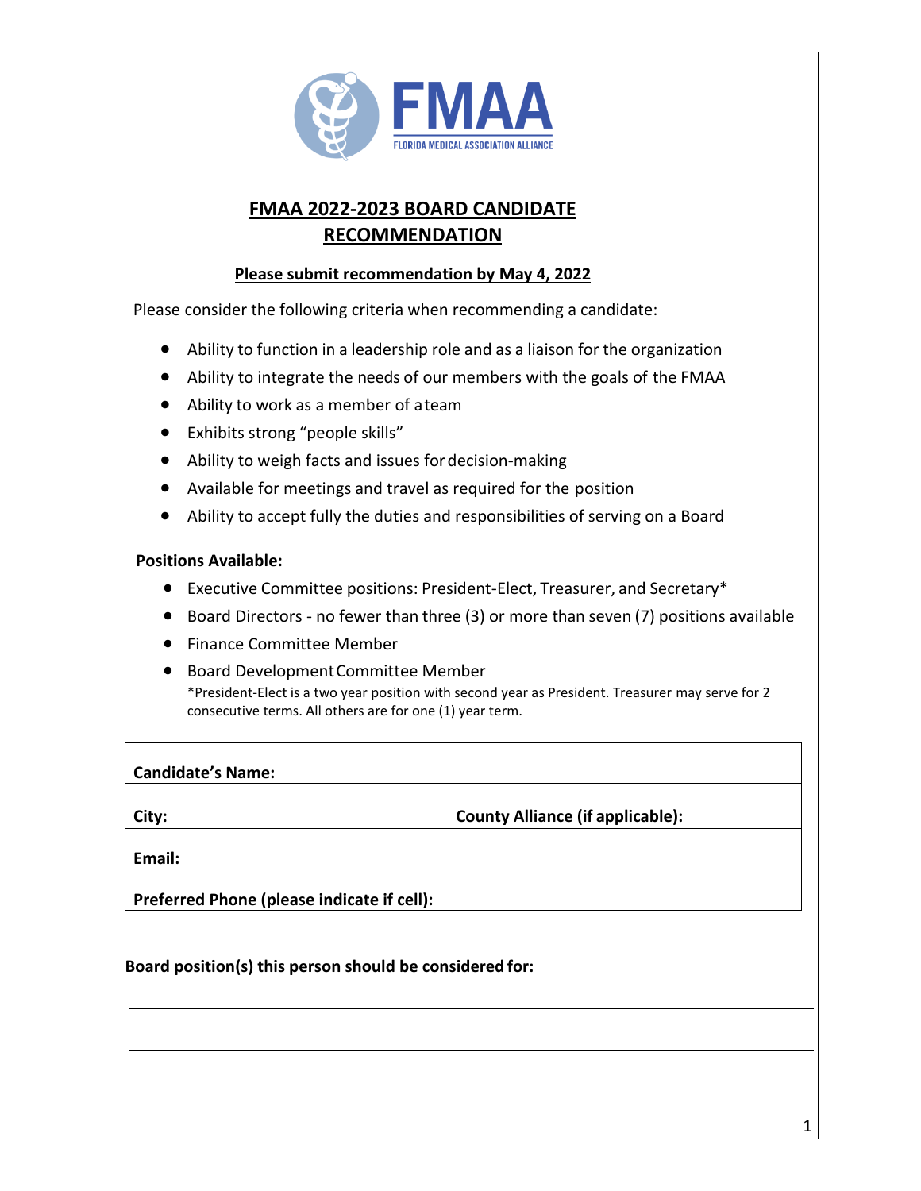FMAA
FLORIDA MEDICAL ASSOCIATION ALLIANCE

# FMAA 2022-2023 BOARD CANDIDATE RECOMMENDATION

**Please submit recommendation by May 4, 2022**

Please consider the following criteria when recommending a candidate:

- Ability to function in a leadership role and as a liaison for the organization
- Ability to integrate the needs of our members with the goals of the FMAA
- Ability to work as a member of a team
- Exhibits strong "people skills"
- Ability to weigh facts and issues for decision-making
- Available for meetings and travel as required for the position
- Ability to accept fully the duties and responsibilities of serving on a Board

**Positions Available:**

- Executive Committee positions: President-Elect, Treasurer, and Secretary*
- Board Directors - no fewer than three (3) or more than seven (7) positions available
- Finance Committee Member
- Board Development Committee Member

*President-Elect is a two year position with second year as President. Treasurer may serve for 2 consecutive terms. All others are for one (1) year term.

| **Candidate's Name:** | |
|---|---|
| **City:** | **County Alliance (if applicable):** |
| **Email:** | |
| **Preferred Phone (please indicate if cell):** | |

**Board position(s) this person should be considered for:**

______________________________________________

______________________________________________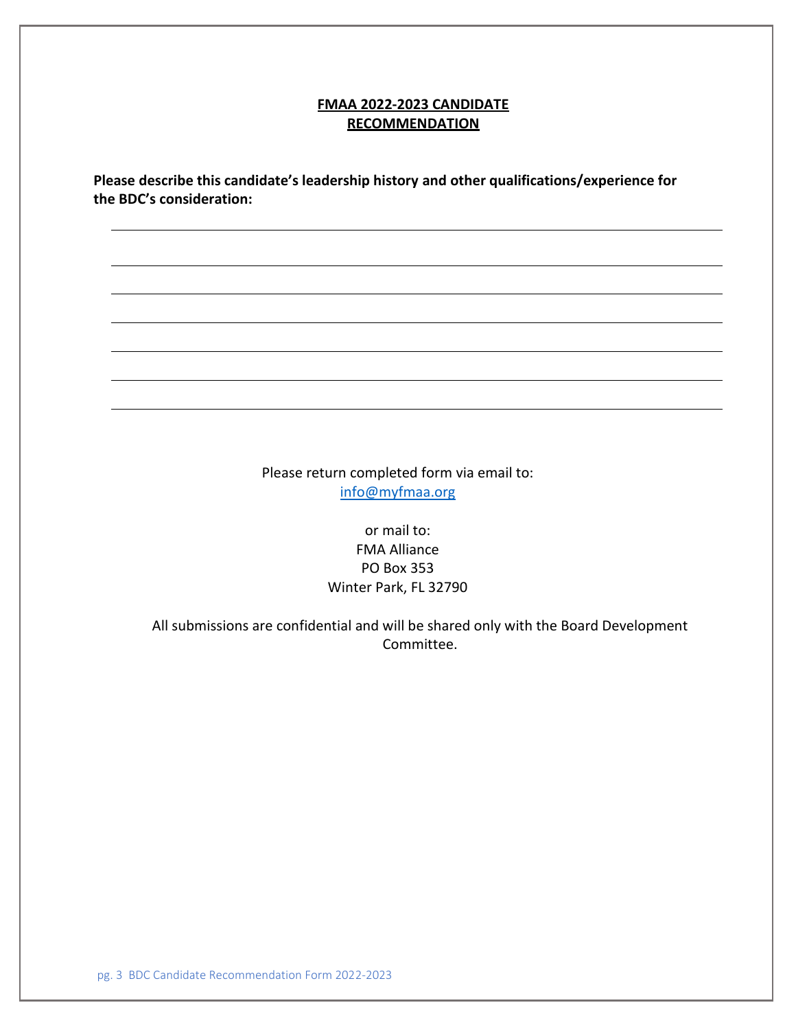**FMAA 2022-2023 CANDIDATE RECOMMENDATION**

**Please describe this candidate's leadership history and other qualifications/experience for the BDC's consideration:**

\_\_\_\_\_\_\_\_\_\_\_\_\_\_\_\_\_\_\_\_\_\_\_\_\_\_\_\_\_\_\_\_\_\_\_\_\_\_\_\_\_\_\_\_\_\_\_\_\_\_\_\_\_\_\_\_\_\_\_\_

\_\_\_\_\_\_\_\_\_\_\_\_\_\_\_\_\_\_\_\_\_\_\_\_\_\_\_\_\_\_\_\_\_\_\_\_\_\_\_\_\_\_\_\_\_\_\_\_\_\_\_\_\_\_\_\_\_\_\_\_

\_\_\_\_\_\_\_\_\_\_\_\_\_\_\_\_\_\_\_\_\_\_\_\_\_\_\_\_\_\_\_\_\_\_\_\_\_\_\_\_\_\_\_\_\_\_\_\_\_\_\_\_\_\_\_\_\_\_\_\_

\_\_\_\_\_\_\_\_\_\_\_\_\_\_\_\_\_\_\_\_\_\_\_\_\_\_\_\_\_\_\_\_\_\_\_\_\_\_\_\_\_\_\_\_\_\_\_\_\_\_\_\_\_\_\_\_\_\_\_\_

\_\_\_\_\_\_\_\_\_\_\_\_\_\_\_\_\_\_\_\_\_\_\_\_\_\_\_\_\_\_\_\_\_\_\_\_\_\_\_\_\_\_\_\_\_\_\_\_\_\_\_\_\_\_\_\_\_\_\_\_

\_\_\_\_\_\_\_\_\_\_\_\_\_\_\_\_\_\_\_\_\_\_\_\_\_\_\_\_\_\_\_\_\_\_\_\_\_\_\_\_\_\_\_\_\_\_\_\_\_\_\_\_\_\_\_\_\_\_\_\_

\_\_\_\_\_\_\_\_\_\_\_\_\_\_\_\_\_\_\_\_\_\_\_\_\_\_\_\_\_\_\_\_\_\_\_\_\_\_\_\_\_\_\_\_\_\_\_\_\_\_\_\_\_\_\_\_\_\_\_\_

Please return completed form via email to:
info@myfmaa.org

or mail to:
FMA Alliance
PO Box 353
Winter Park, FL 32790

All submissions are confidential and will be shared only with the Board Development Committee.